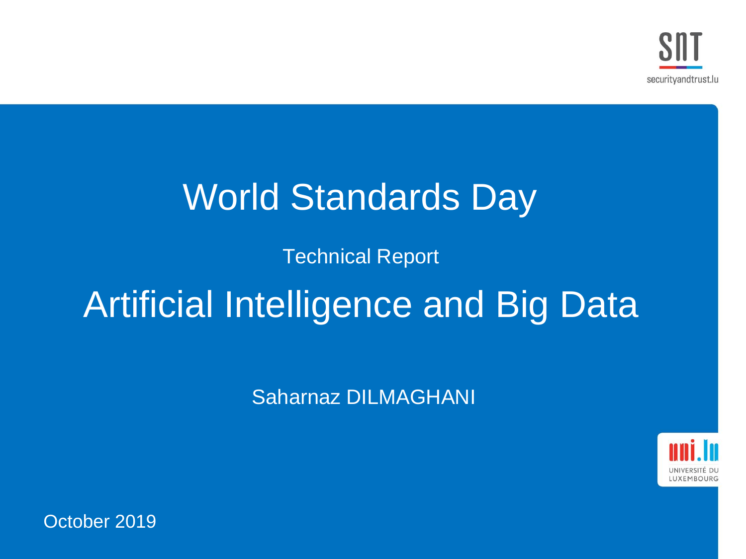# World Standards Day

Technical Report

# Artificial Intelligence and Big Data

Saharnaz DILMAGHANI

October 2019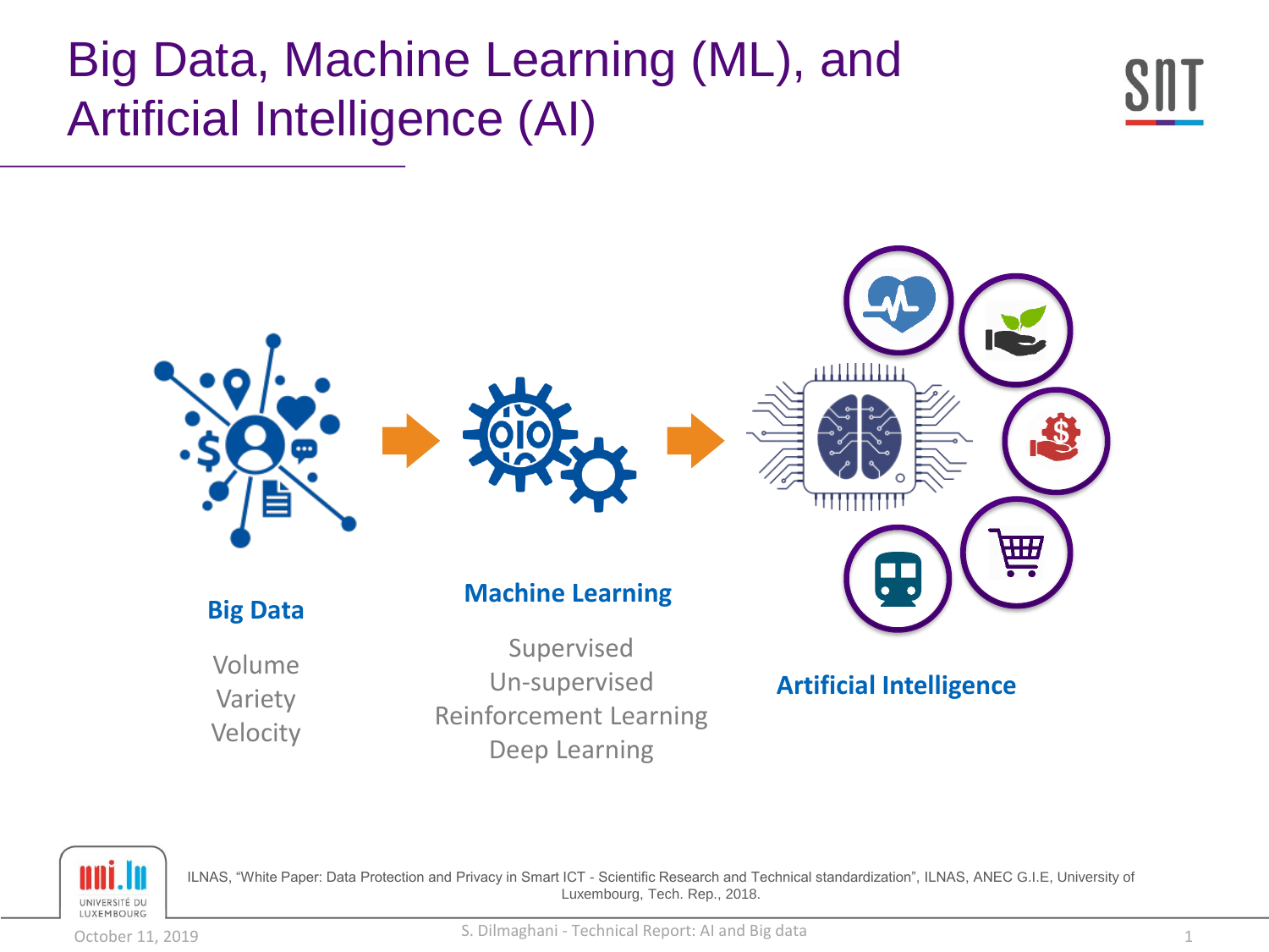# Big Data, Machine Learning (ML), and Artificial Intelligence (AI)

**Big Data**

Volume
Variety
Velocity

**Machine Learning**

Supervised
Un-supervised
Reinforcement Learning
Deep Learning

**Artificial Intelligence**

ILNAS, "White Paper: Data Protection and Privacy in Smart ICT - Scientific Research and Technical standardization", ILNAS, ANEC G.I.E, University of Luxembourg, Tech. Rep., 2018.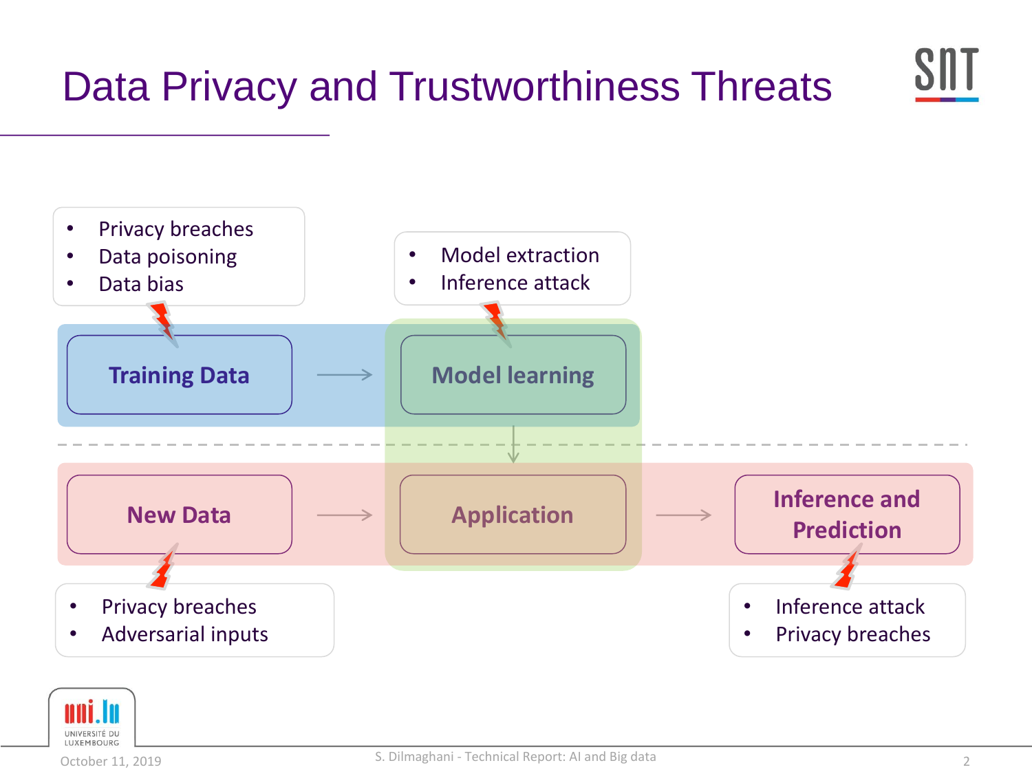# Data Privacy and Trustworthiness Threats

- Privacy breaches
- Data poisoning
- Data bias

**Training Data** → **Model learning**

- Model extraction
- Inference attack

**New Data** → **Application** → **Inference and Prediction**

- Privacy breaches
- Adversarial inputs

- Inference attack
- Privacy breaches

October 11, 2019

S. Dilmaghani - Technical Report: AI and Big data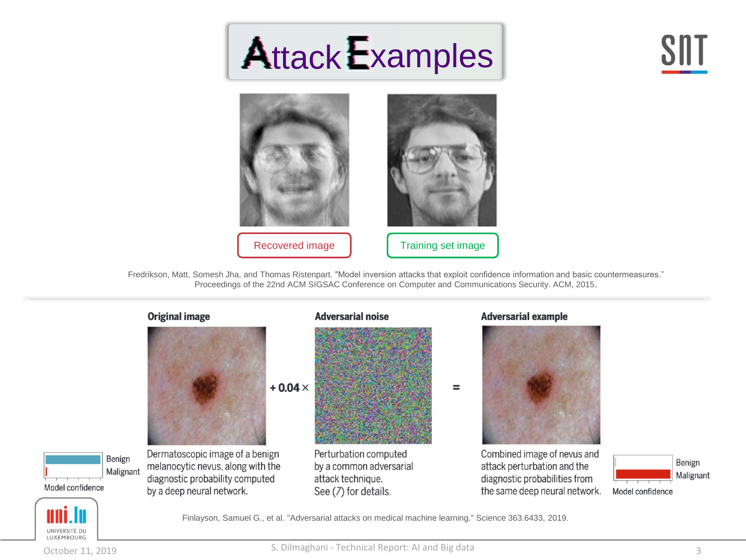# Attack Examples

Recovered image

Training set image

Fredrikson, Matt, Somesh Jha, and Thomas Ristenpart. "Model inversion attacks that exploit confidence information and basic countermeasures." Proceedings of the 22nd ACM SIGSAC Conference on Computer and Communications Security. ACM, 2015.

**Original image**

Benign
Malignant
Model confidence

Dermatoscopic image of a benign melanocytic nevus, along with the diagnostic probability computed by a deep neural network.

+ 0.04 ×

**Adversarial noise**

Perturbation computed by a common adversarial attack technique. See (7) for details.

=

**Adversarial example**

Combined image of nevus and attack perturbation and the diagnostic probabilities from the same deep neural network.

Benign
Malignant
Model confidence

Finlayson, Samuel G., et al. "Adversarial attacks on medical machine learning." Science 363.6433, 2019.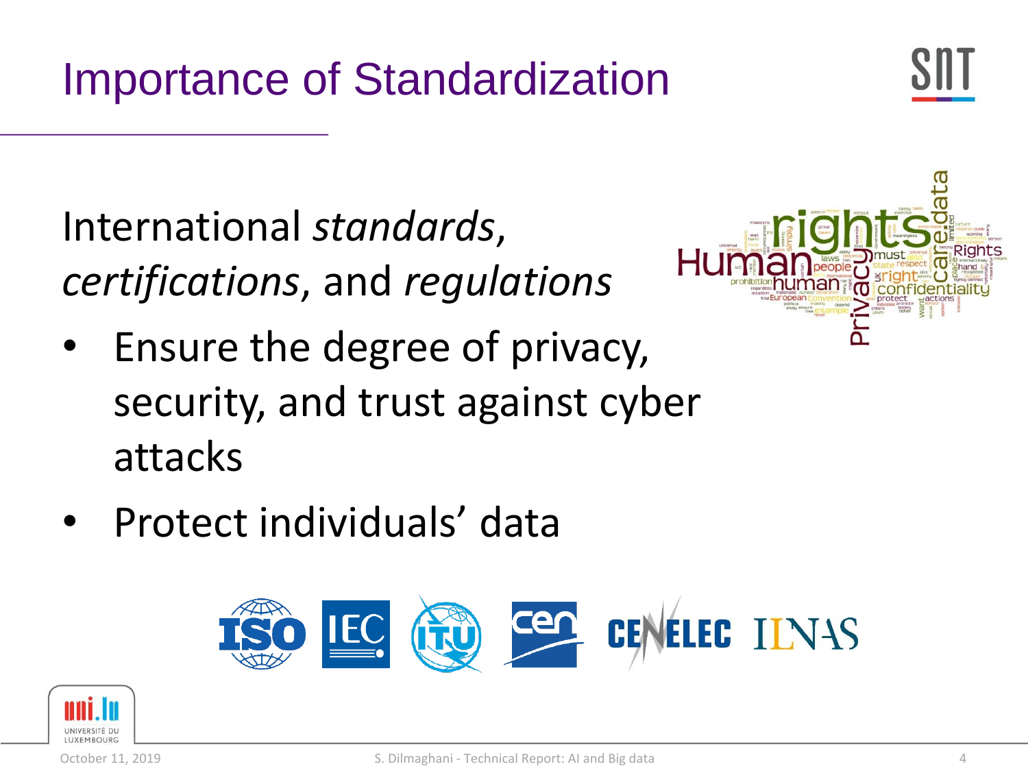# Importance of Standardization

International *standards*, *certifications*, and *regulations*

- Ensure the degree of privacy, security, and trust against cyber attacks
- Protect individuals' data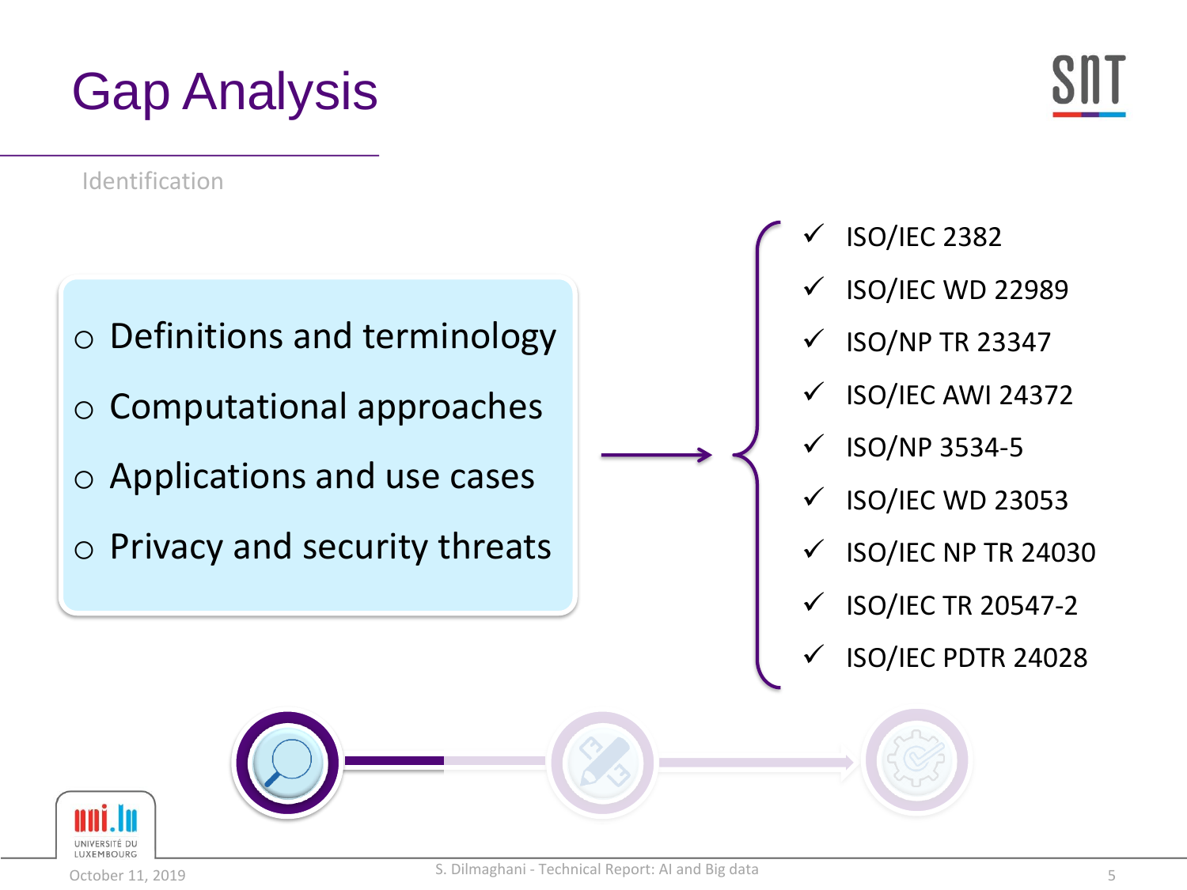# Gap Analysis

Identification

- Definitions and terminology
- Computational approaches
- Applications and use cases
- Privacy and security threats

→

- ✓ ISO/IEC 2382
- ✓ ISO/IEC WD 22989
- ✓ ISO/NP TR 23347
- ✓ ISO/IEC AWI 24372
- ✓ ISO/NP 3534-5
- ✓ ISO/IEC WD 23053
- ✓ ISO/IEC NP TR 24030
- ✓ ISO/IEC TR 20547-2
- ✓ ISO/IEC PDTR 24028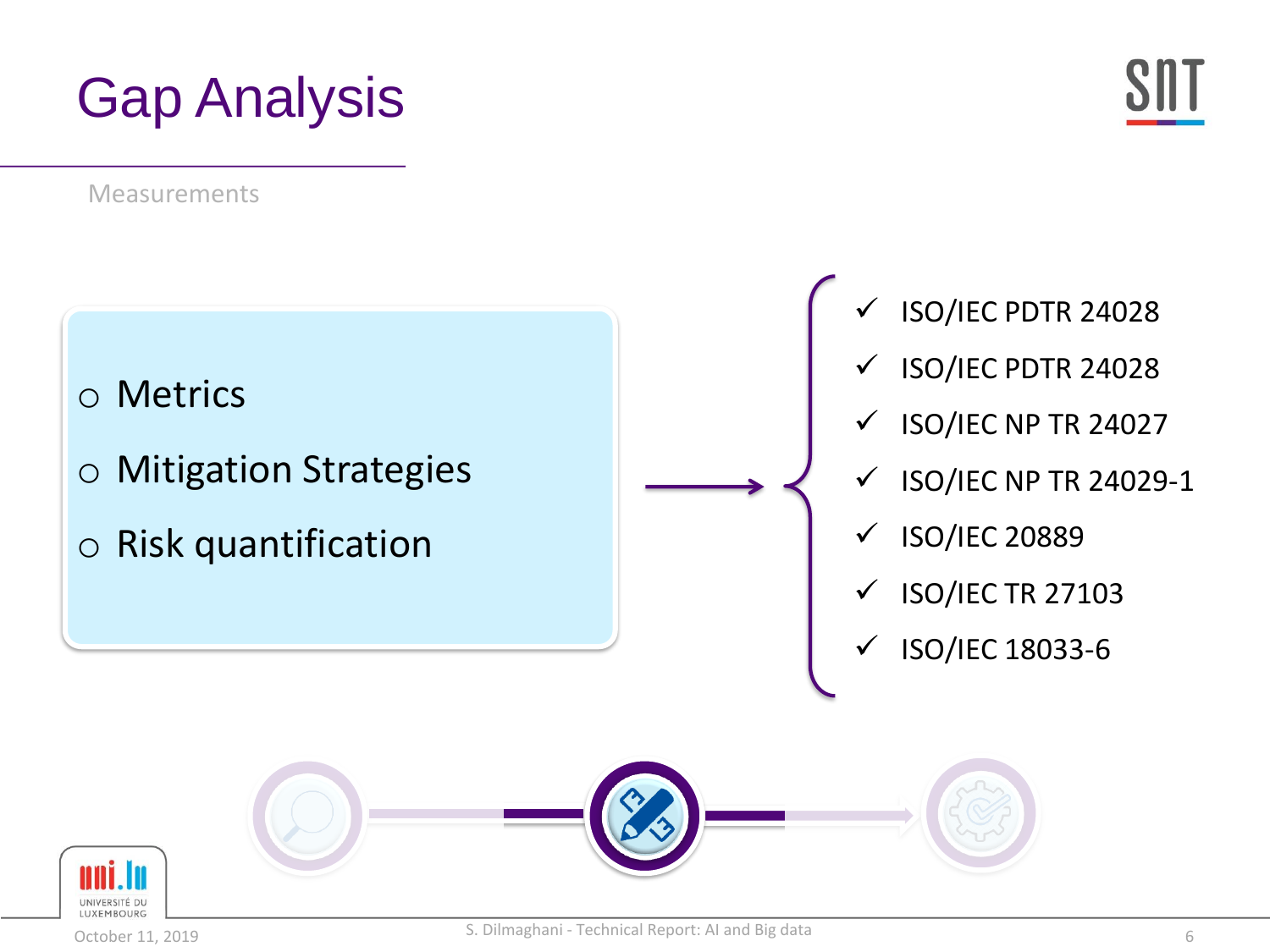# Gap Analysis

Measurements

- Metrics
- Mitigation Strategies
- Risk quantification

→

- ✓ ISO/IEC PDTR 24028
- ✓ ISO/IEC PDTR 24028
- ✓ ISO/IEC NP TR 24027
- ✓ ISO/IEC NP TR 24029-1
- ✓ ISO/IEC 20889
- ✓ ISO/IEC TR 27103
- ✓ ISO/IEC 18033-6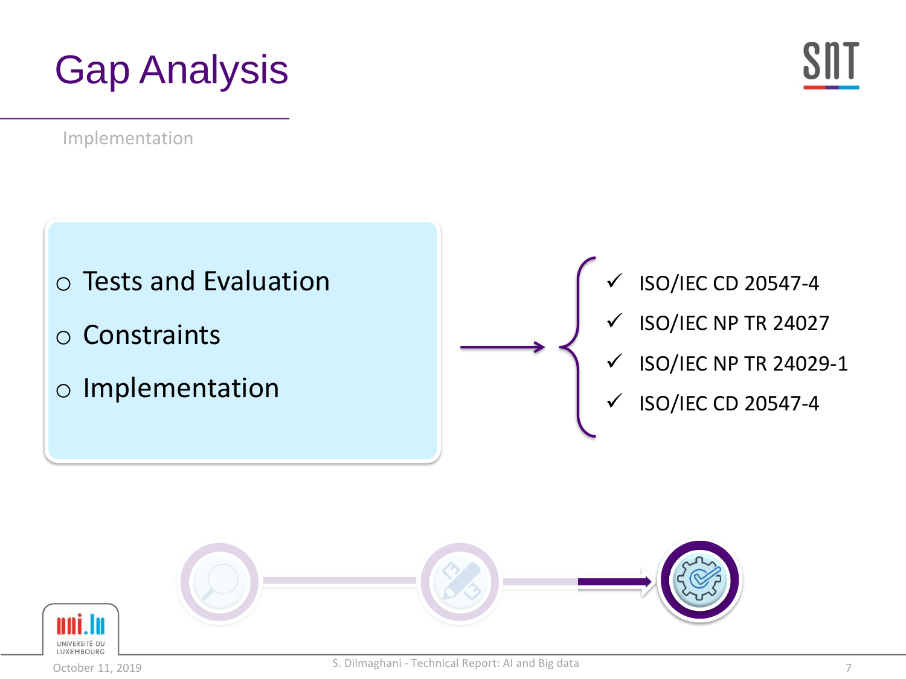# Gap Analysis

Implementation

- Tests and Evaluation
- Constraints
- Implementation

→

- ✓ ISO/IEC CD 20547-4
- ✓ ISO/IEC NP TR 24027
- ✓ ISO/IEC NP TR 24029-1
- ✓ ISO/IEC CD 20547-4

October 11, 2019

S. Dilmaghani - Technical Report: AI and Big data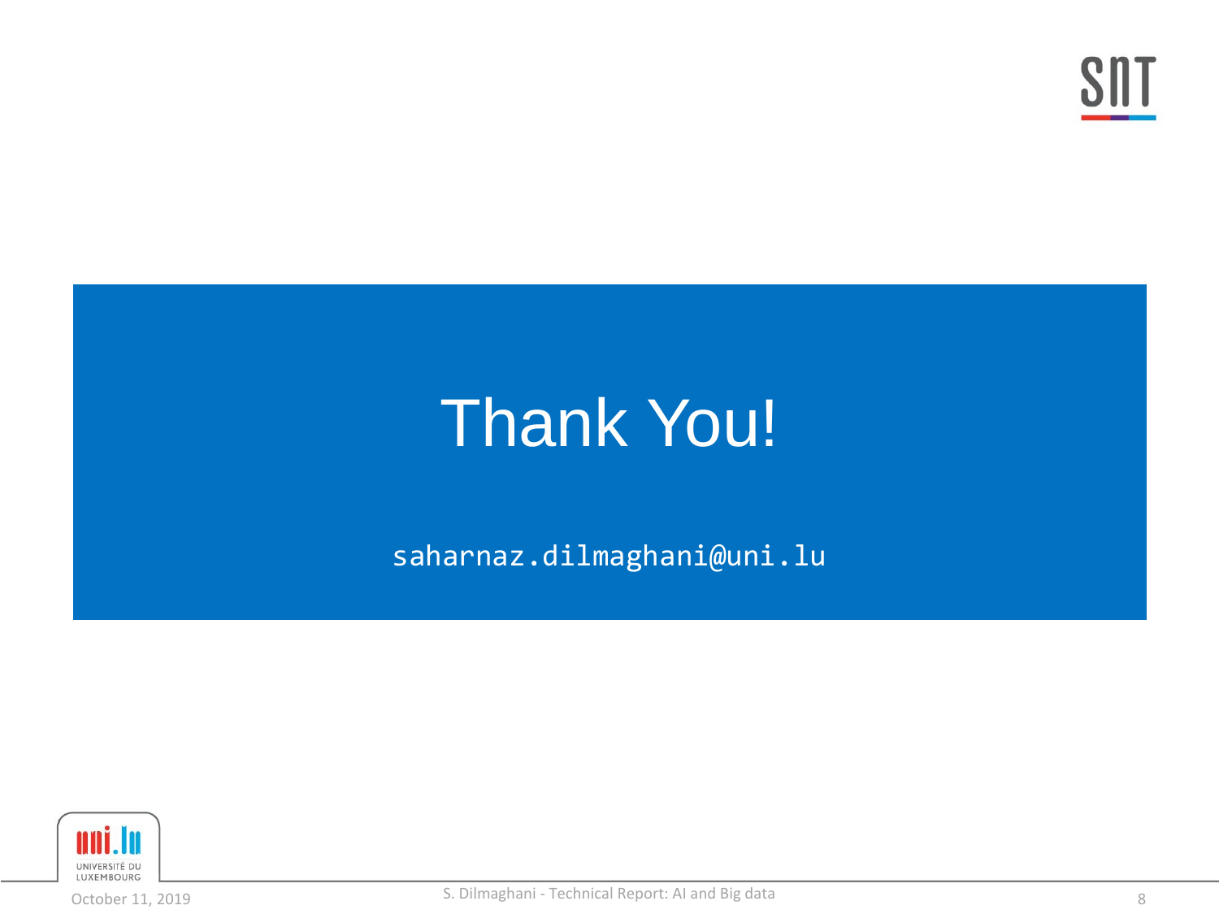# Thank You!

saharnaz.dilmaghani@uni.lu